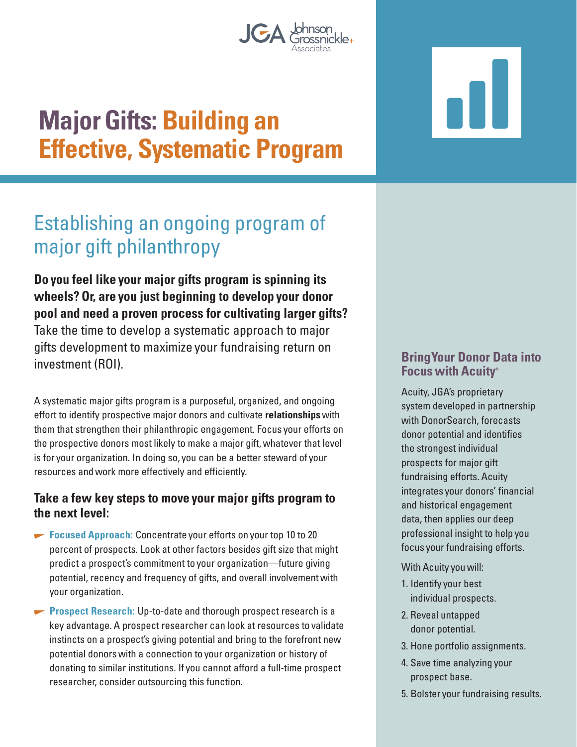# Major Gifts: Building an Effective, Systematic Program

## Establishing an ongoing program of major gift philanthropy

**Do you feel like your major gifts program is spinning its wheels? Or, are you just beginning to develop your donor pool and need a proven process for cultivating larger gifts?** Take the time to develop a systematic approach to major gifts development to maximize your fundraising return on investment (ROI).

A systematic major gifts program is a purposeful, organized, and ongoing effort to identify prospective major donors and cultivate **relationships** with them that strengthen their philanthropic engagement. Focus your efforts on the prospective donors most likely to make a major gift, whatever that level is for your organization. In doing so, you can be a better steward of your resources and work more effectively and efficiently.

### Take a few key steps to move your major gifts program to the next level:

- **Focused Approach:** Concentrate your efforts on your top 10 to 20 percent of prospects. Look at other factors besides gift size that might predict a prospect's commitment to your organization—future giving potential, recency and frequency of gifts, and overall involvement with your organization.
- **Prospect Research:** Up-to-date and thorough prospect research is a key advantage. A prospect researcher can look at resources to validate instincts on a prospect's giving potential and bring to the forefront new potential donors with a connection to your organization or history of donating to similar institutions. If you cannot afford a full-time prospect researcher, consider outsourcing this function.

### Bring Your Donor Data into Focus with Acuity®

Acuity, JGA's proprietary system developed in partnership with DonorSearch, forecasts donor potential and identifies the strongest individual prospects for major gift fundraising efforts. Acuity integrates your donors' financial and historical engagement data, then applies our deep professional insight to help you focus your fundraising efforts.

With Acuity you will:

1. Identify your best individual prospects.
2. Reveal untapped donor potential.
3. Hone portfolio assignments.
4. Save time analyzing your prospect base.
5. Bolster your fundraising results.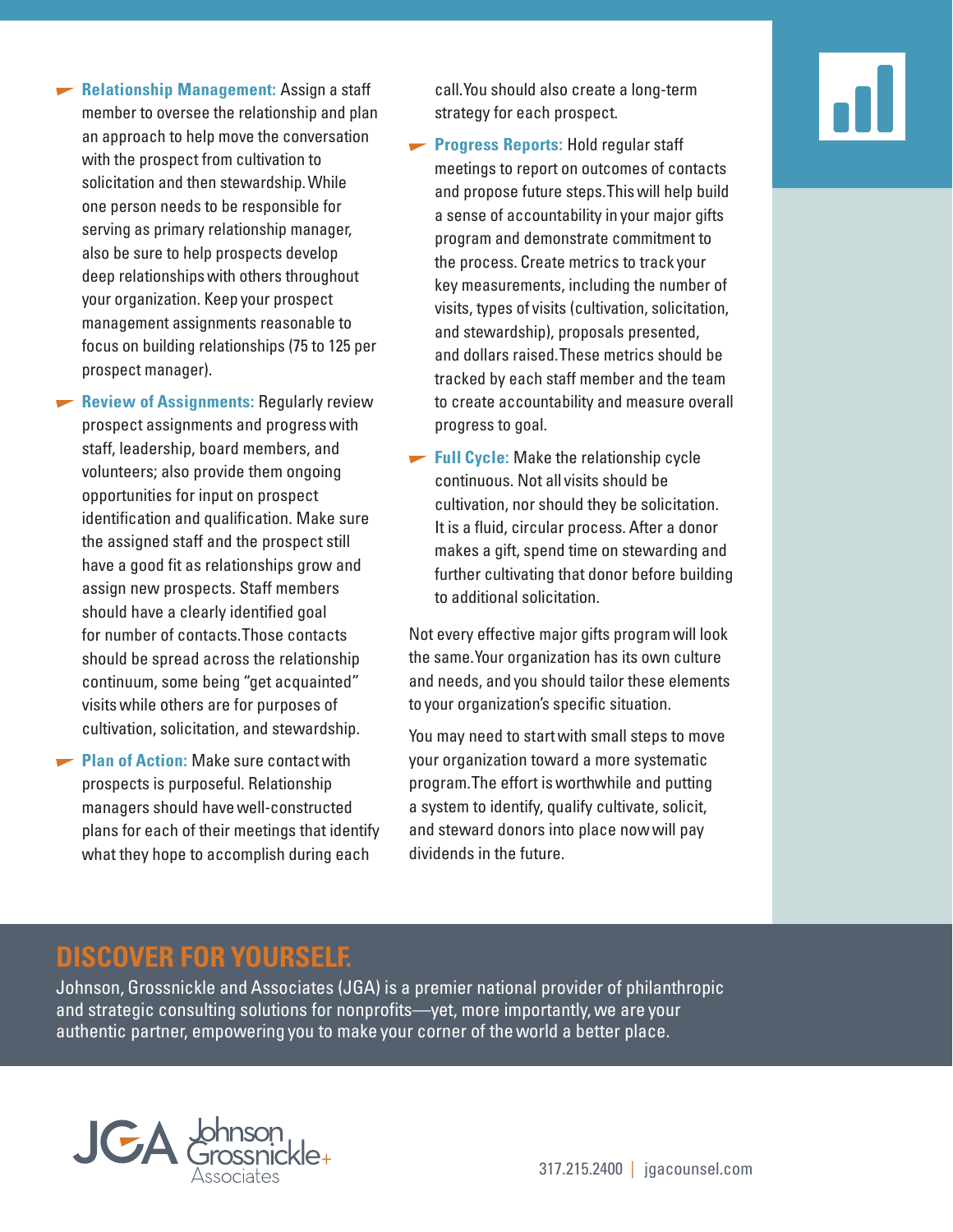- **Relationship Management:** Assign a staff member to oversee the relationship and plan an approach to help move the conversation with the prospect from cultivation to solicitation and then stewardship. While one person needs to be responsible for serving as primary relationship manager, also be sure to help prospects develop deep relationships with others throughout your organization. Keep your prospect management assignments reasonable to focus on building relationships (75 to 125 per prospect manager).
- **Review of Assignments:** Regularly review prospect assignments and progress with staff, leadership, board members, and volunteers; also provide them ongoing opportunities for input on prospect identification and qualification. Make sure the assigned staff and the prospect still have a good fit as relationships grow and assign new prospects. Staff members should have a clearly identified goal for number of contacts. Those contacts should be spread across the relationship continuum, some being "get acquainted" visits while others are for purposes of cultivation, solicitation, and stewardship.
- **Plan of Action:** Make sure contact with prospects is purposeful. Relationship managers should have well-constructed plans for each of their meetings that identify what they hope to accomplish during each call. You should also create a long-term strategy for each prospect.
- **Progress Reports:** Hold regular staff meetings to report on outcomes of contacts and propose future steps. This will help build a sense of accountability in your major gifts program and demonstrate commitment to the process. Create metrics to track your key measurements, including the number of visits, types of visits (cultivation, solicitation, and stewardship), proposals presented, and dollars raised. These metrics should be tracked by each staff member and the team to create accountability and measure overall progress to goal.
- **Full Cycle:** Make the relationship cycle continuous. Not all visits should be cultivation, nor should they be solicitation. It is a fluid, circular process. After a donor makes a gift, spend time on stewarding and further cultivating that donor before building to additional solicitation.

Not every effective major gifts program will look the same. Your organization has its own culture and needs, and you should tailor these elements to your organization's specific situation.

You may need to start with small steps to move your organization toward a more systematic program. The effort is worthwhile and putting a system to identify, qualify cultivate, solicit, and steward donors into place now will pay dividends in the future.

## DISCOVER FOR YOURSELF.

Johnson, Grossnickle and Associates (JGA) is a premier national provider of philanthropic and strategic consulting solutions for nonprofits—yet, more importantly, we are your authentic partner, empowering you to make your corner of the world a better place.

JGA Johnson Grossnickle + Associates

317.215.2400 | jgacounsel.com